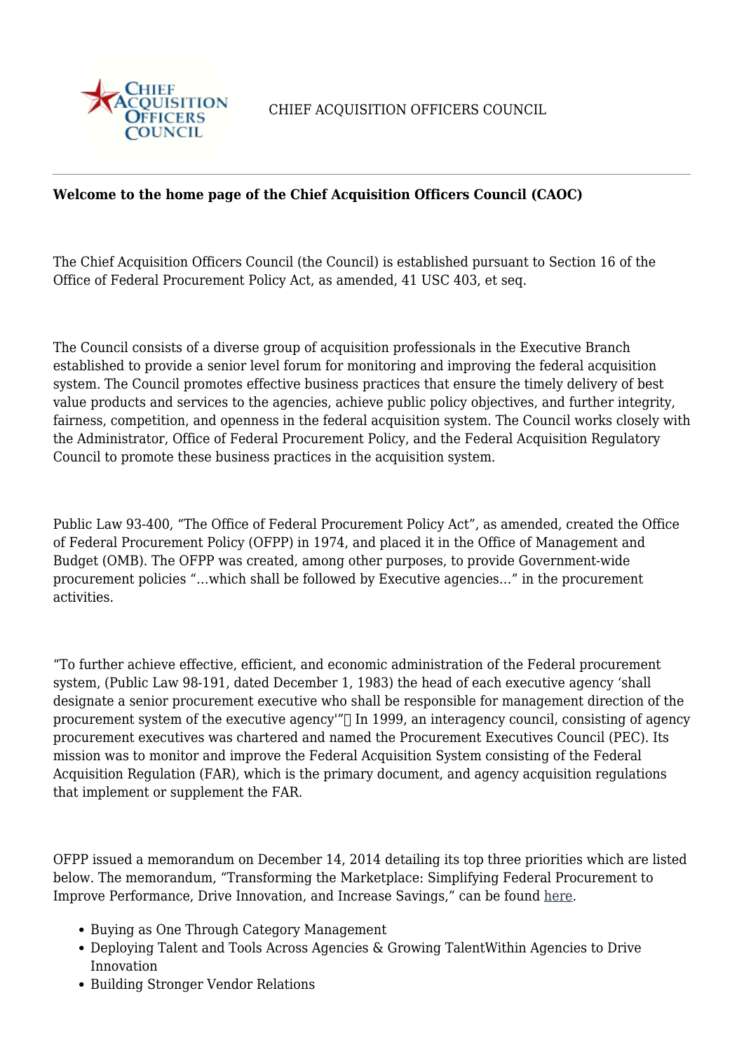CHIEF ACQUISITION OFFICERS COUNCIL

**Welcome to the home page of the Chief Acquisition Officers Council (CAOC)**

The Chief Acquisition Officers Council (the Council) is established pursuant to Section 16 of the Office of Federal Procurement Policy Act, as amended, 41 USC 403, et seq.

The Council consists of a diverse group of acquisition professionals in the Executive Branch established to provide a senior level forum for monitoring and improving the federal acquisition system. The Council promotes effective business practices that ensure the timely delivery of best value products and services to the agencies, achieve public policy objectives, and further integrity, fairness, competition, and openness in the federal acquisition system. The Council works closely with the Administrator, Office of Federal Procurement Policy, and the Federal Acquisition Regulatory Council to promote these business practices in the acquisition system.

Public Law 93-400, "The Office of Federal Procurement Policy Act", as amended, created the Office of Federal Procurement Policy (OFPP) in 1974, and placed it in the Office of Management and Budget (OMB). The OFPP was created, among other purposes, to provide Government-wide procurement policies "…which shall be followed by Executive agencies…" in the procurement activities.

"To further achieve effective, efficient, and economic administration of the Federal procurement system, (Public Law 98-191, dated December 1, 1983) the head of each executive agency 'shall designate a senior procurement executive who shall be responsible for management direction of the procurement system of the executive agency'" In 1999, an interagency council, consisting of agency procurement executives was chartered and named the Procurement Executives Council (PEC). Its mission was to monitor and improve the Federal Acquisition System consisting of the Federal Acquisition Regulation (FAR), which is the primary document, and agency acquisition regulations that implement or supplement the FAR.

OFPP issued a memorandum on December 14, 2014 detailing its top three priorities which are listed below. The memorandum, "Transforming the Marketplace: Simplifying Federal Procurement to Improve Performance, Drive Innovation, and Increase Savings," can be found here.

- Buying as One Through Category Management
- Deploying Talent and Tools Across Agencies & Growing TalentWithin Agencies to Drive Innovation
- Building Stronger Vendor Relations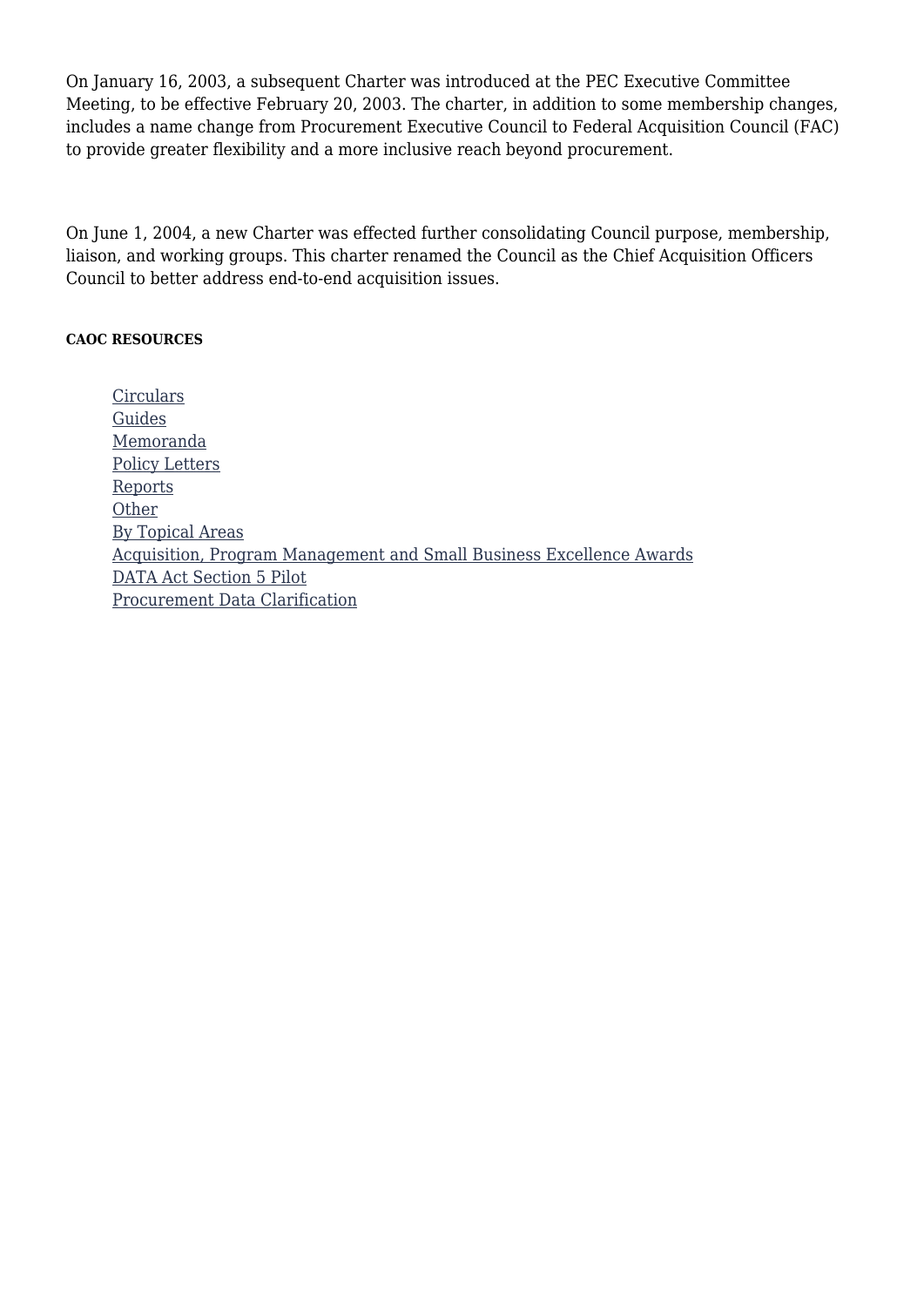On January 16, 2003, a subsequent Charter was introduced at the PEC Executive Committee Meeting, to be effective February 20, 2003. The charter, in addition to some membership changes, includes a name change from Procurement Executive Council to Federal Acquisition Council (FAC) to provide greater flexibility and a more inclusive reach beyond procurement.

On June 1, 2004, a new Charter was effected further consolidating Council purpose, membership, liaison, and working groups. This charter renamed the Council as the Chief Acquisition Officers Council to better address end-to-end acquisition issues.

#### CAOC RESOURCES

- Circulars
- Guides
- Memoranda
- Policy Letters
- Reports
- Other
- By Topical Areas
- Acquisition, Program Management and Small Business Excellence Awards
- DATA Act Section 5 Pilot
- Procurement Data Clarification